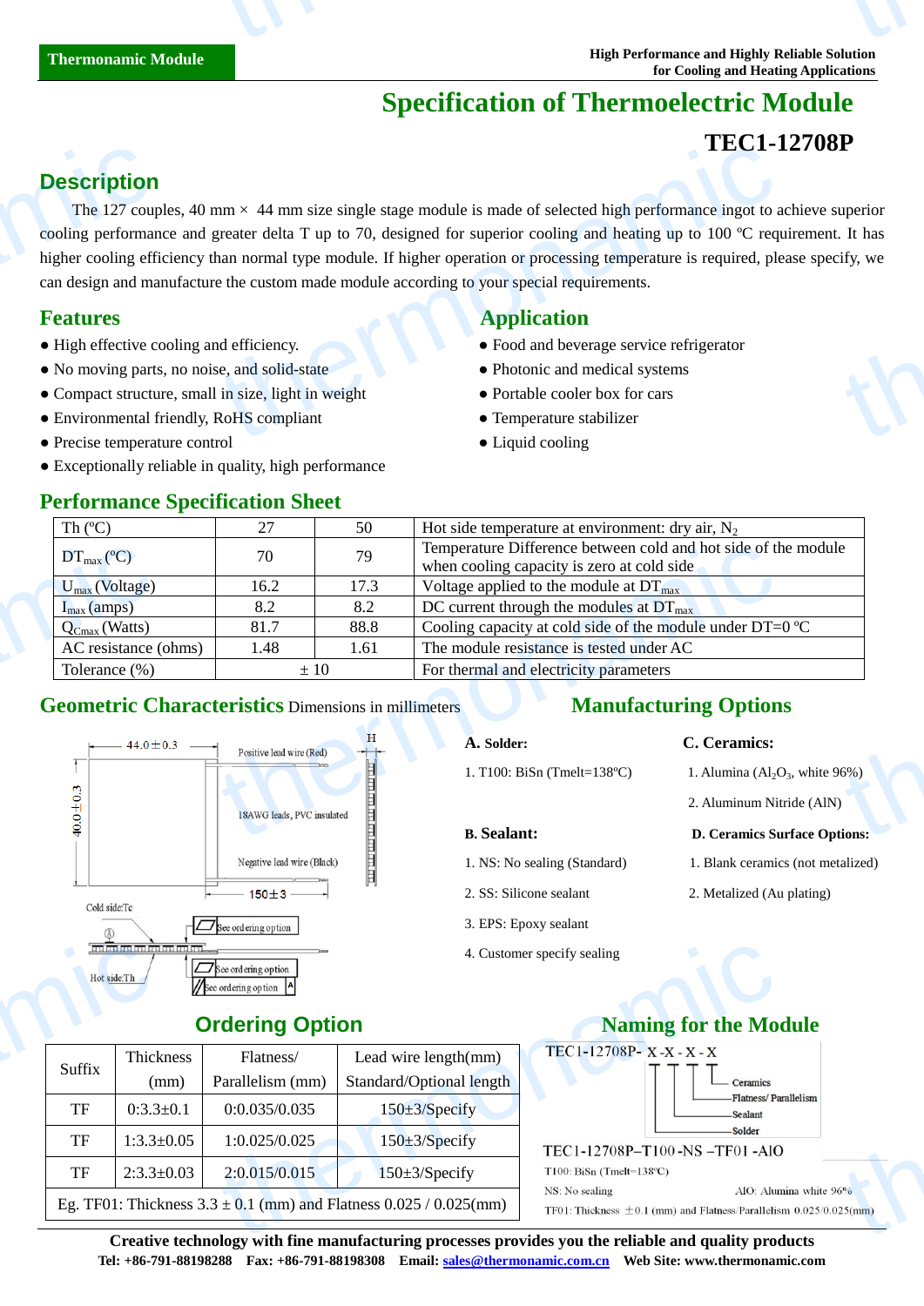# Specification of Thermoelectric Module

## TEC1-12708P

## Description

The 127 couples, 40 mm × 44 mm size single stage module is made of selected high performance ingot to achieve superior cooling performance and greater delta T up to 70, designed for superior cooling and heating up to 100 ºC requirement. It has higher cooling efficiency than normal type module. If higher operation or processing temperature is required, please specify, we can design and manufacture the custom made module according to your special requirements.

## Features

- High effective cooling and efficiency.
- No moving parts, no noise, and solid-state
- Compact structure, small in size, light in weight
- Environmental friendly, RoHS compliant
- Precise temperature control
- Exceptionally reliable in quality, high performance

## Application

- Food and beverage service refrigerator
- Photonic and medical systems
- Portable cooler box for cars
- Temperature stabilizer
- Liquid cooling

## Performance Specification Sheet

| Th (ºC) | 27 | 50 | Hot side temperature at environment: dry air, $N_2$ |
|---|---|---|---|
| $DT_{max}$ (ºC) | 70 | 79 | Temperature Difference between cold and hot side of the module when cooling capacity is zero at cold side |
| $U_{max}$ (Voltage) | 16.2 | 17.3 | Voltage applied to the module at $DT_{max}$ |
| $I_{max}$ (amps) | 8.2 | 8.2 | DC current through the modules at $DT_{max}$ |
| $Q_{Cmax}$ (Watts) | 81.7 | 88.8 | Cooling capacity at cold side of the module under DT=0 ºC |
| AC resistance (ohms) | 1.48 | 1.61 | The module resistance is tested under AC |
| Tolerance (%) | ± 10 | | For thermal and electricity parameters |

## Geometric Characteristics Dimensions in millimeters

44.0±0.3

40.0±0.3

H

Positive lead wire (Red)

18AWG leads, PVC insulated

Negative lead wire (Black)

150±3

Cold side:Tc

Hot side:Th

See ordering option

See ordering option

See ordering option

## Manufacturing Options

**A. Solder:**

1. T100: BiSn (Tmelt=138ºC)

**B. Sealant:**

1. NS: No sealing (Standard)
2. SS: Silicone sealant
3. EPS: Epoxy sealant
4. Customer specify sealing

**C. Ceramics:**

1. Alumina ($Al_2O_3$, white 96%)
2. Aluminum Nitride (AlN)

**D. Ceramics Surface Options:**

1. Blank ceramics (not metalized)
2. Metalized (Au plating)

## Ordering Option

| Suffix | Thickness (mm) | Flatness/ Parallelism (mm) | Lead wire length(mm) Standard/Optional length |
|---|---|---|---|
| TF | 0:3.3±0.1 | 0:0.035/0.035 | 150±3/Specify |
| TF | 1:3.3±0.05 | 1:0.025/0.025 | 150±3/Specify |
| TF | 2:3.3±0.03 | 2:0.015/0.015 | 150±3/Specify |
| Eg. TF01: Thickness 3.3 ± 0.1 (mm) and Flatness 0.025 / 0.025(mm) | | | |

## Naming for the Module

TEC1-12708P- X - X - X - X

- Ceramics
- Flatness/ Parallelism
- Sealant
- Solder

TEC1-12708P–T100 -NS –TF01 -AlO

T100: BiSn (Tmelt=138ºC)

NS: No sealing

AlO: Alumina white 96%

TF01: Thickness ±0.1 (mm) and Flatness/Parallelism 0.025/0.025(mm)

**Creative technology with fine manufacturing processes provides you the reliable and quality products**

**Tel: +86-791-88198288 Fax: +86-791-88198308 Email: sales@thermonamic.com.cn Web Site: www.thermonamic.com**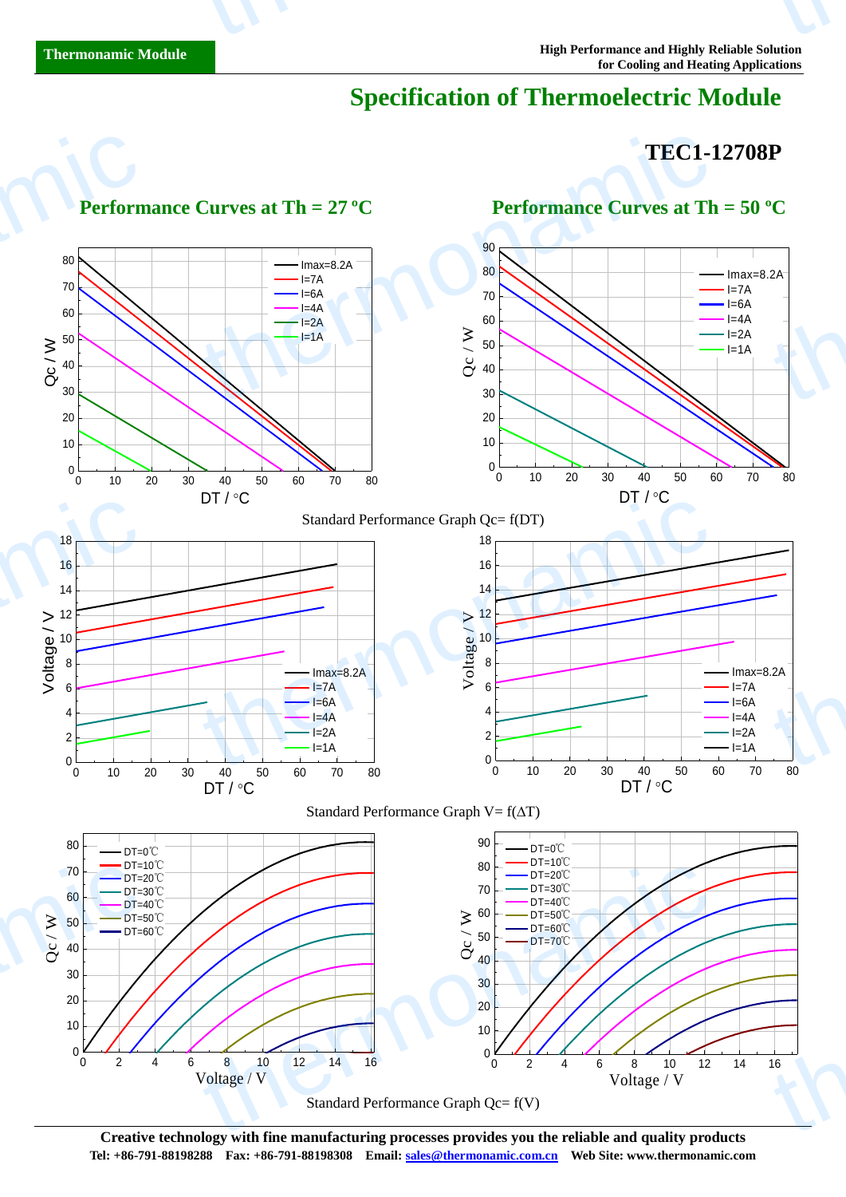# Specification of Thermoelectric Module

## TEC1-12708P

### Performance Curves at Th = 27 ºC

### Performance Curves at Th = 50 ºC

Standard Performance Graph Qc= f(DT)

Standard Performance Graph V= f(ΔT)

Standard Performance Graph Qc= f(V)

**Creative technology with fine manufacturing processes provides you the reliable and quality products**

**Tel: +86-791-88198288 Fax: +86-791-88198308 Email: sales@thermonamic.com.cn Web Site: www.thermonamic.com**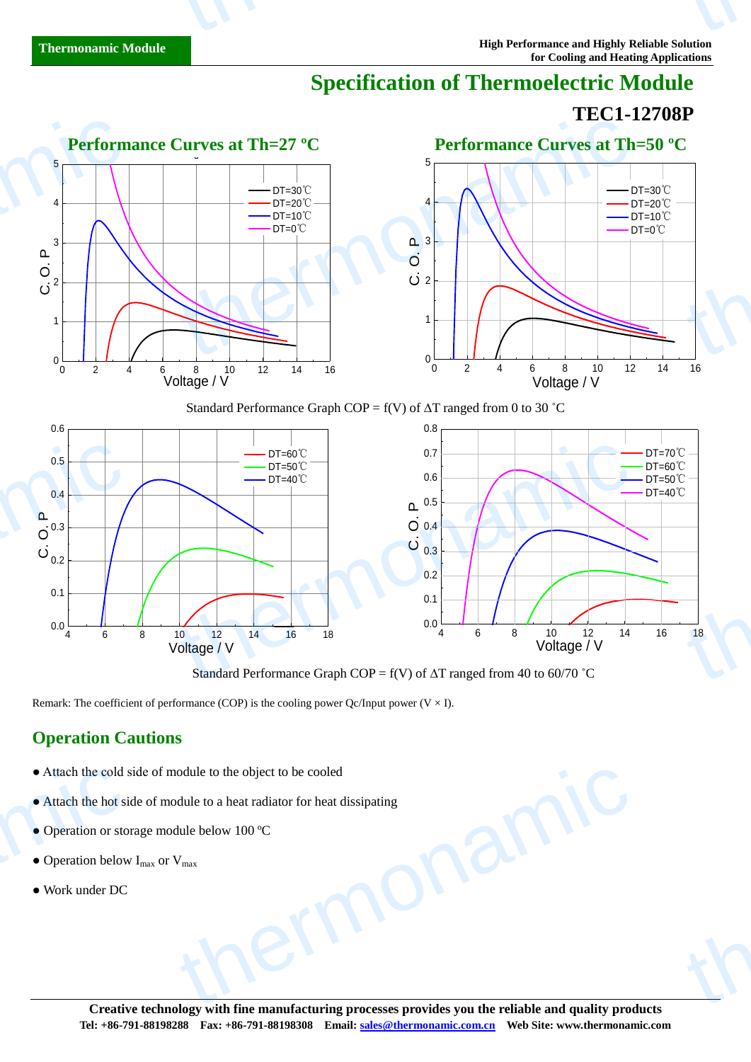# Specification of Thermoelectric Module

## TEC1-12708P

### Performance Curves at Th=27 ºC

C. O. P

Voltage / V

DT=30℃
DT=20℃
DT=10℃
DT=0℃

### Performance Curves at Th=50 ºC

C. O. P

Voltage / V

DT=30℃
DT=20℃
DT=10℃
DT=0℃

Standard Performance Graph COP = f(V) of ΔT ranged from 0 to 30 ˚C

C. O. P

Voltage / V

DT=60℃
DT=50℃
DT=40℃

C. O. P

Voltage / V

DT=70℃
DT=60℃
DT=50℃
DT=40℃

Standard Performance Graph COP = f(V) of ΔT ranged from 40 to 60/70 ˚C

Remark: The coefficient of performance (COP) is the cooling power Qc/Input power (V × I).

## Operation Cautions

- Attach the cold side of module to the object to be cooled
- Attach the hot side of module to a heat radiator for heat dissipating
- Operation or storage module below 100 ºC
- Operation below $I_{max}$ or $V_{max}$
- Work under DC

**Creative technology with fine manufacturing processes provides you the reliable and quality products**

**Tel: +86-791-88198288 Fax: +86-791-88198308 Email: sales@thermonamic.com.cn Web Site: www.thermonamic.com**